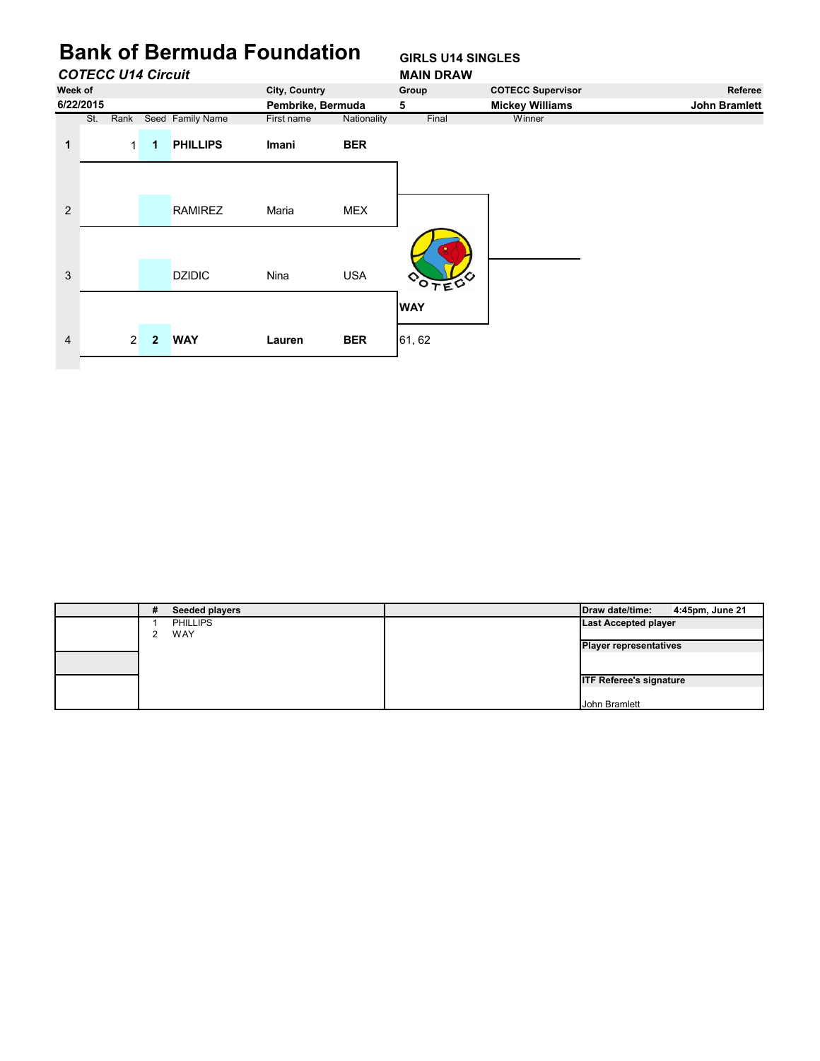# Bank of Bermuda Foundation

*COTECC U14 Circuit*

**GIRLS U14 SINGLES**
**MAIN DRAW**

| Week of | City, Country | Group | COTECC Supervisor | Referee |
|---|---|---|---|---|
| 6/22/2015 | Pembrike, Bermuda | 5 | Mickey Williams | John Bramlett |

| | St. | Rank | Seed | Family Name | First name | Nationality | Final | Winner |
|---|---|---|---|---|---|---|---|---|
| 1 | | 1 | 1 | **PHILLIPS** | **Imani** | **BER** | | |
| 2 | | | | RAMIREZ | Maria | MEX | | |
| 3 | | | | DZIDIC | Nina | USA | | |
| 4 | | 2 | 2 | **WAY** | **Lauren** | **BER** | **WAY** 61, 62 | |

| # | Seeded players | | |
|---|---|---|---|
| 1 | PHILLIPS | | **Draw date/time:** 4:45pm, June 21 |
| 2 | WAY | | **Last Accepted player** |
| | | | **Player representatives** |
| | | | **ITF Referee's signature** |
| | | | John Bramlett |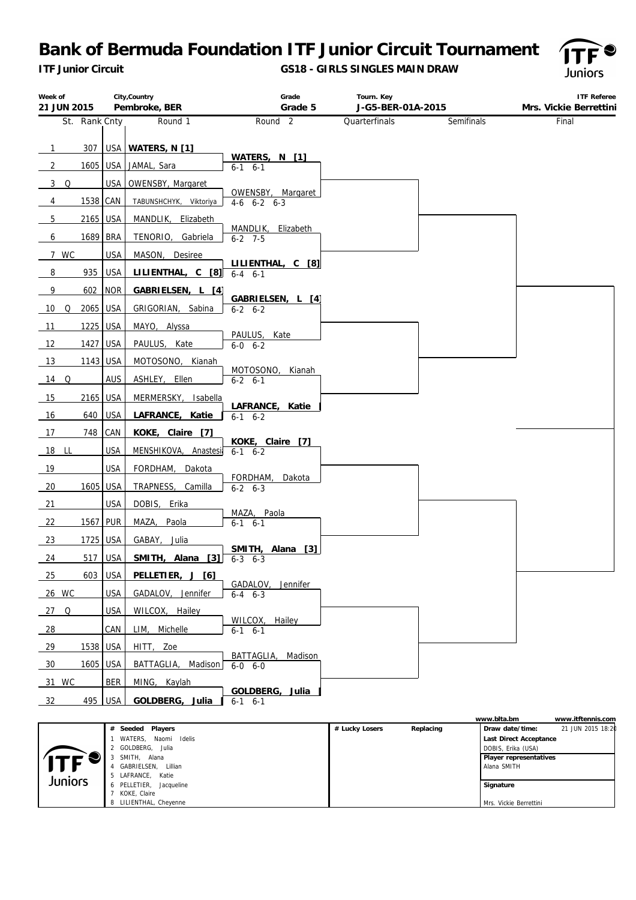# Bank of Bermuda Foundation ITF Junior Circuit Tournament

**ITF Junior Circuit**

**GS18 - GIRLS SINGLES MAIN DRAW**

| Week of | City,Country | Grade | Tourn. Key | ITF Referee |
|---|---|---|---|---|
| 21 JUN 2015 | Pembroke, BER | Grade 5 | J-G5-BER-01A-2015 | Mrs. Vickie Berrettini |

| # | St. | Rank | Cnty | Round 1 | Round 2 |
|---|---|---|---|---|---|
| 1 | | 307 | USA | **WATERS, N [1]** | **WATERS, N [1]** 6-1 6-1 |
| 2 | | 1605 | USA | JAMAL, Sara | |
| 3 | Q | | USA | OWENSBY, Margaret | OWENSBY, Margaret 4-6 6-2 6-3 |
| 4 | | 1538 | CAN | TABUNSHCHYK, Viktoriya | |
| 5 | | 2165 | USA | MANDLIK, Elizabeth | MANDLIK, Elizabeth 6-2 7-5 |
| 6 | | 1689 | BRA | TENORIO, Gabriela | |
| 7 | WC | | USA | MASON, Desiree | **LILIENTHAL, C [8]** 6-4 6-1 |
| 8 | | 935 | USA | **LILIENTHAL, C [8]** | |
| 9 | | 602 | NOR | **GABRIELSEN, L [4]** | **GABRIELSEN, L [4]** 6-2 6-2 |
| 10 | Q | 2065 | USA | GRIGORIAN, Sabina | |
| 11 | | 1225 | USA | MAYO, Alyssa | PAULUS, Kate 6-0 6-2 |
| 12 | | 1427 | USA | PAULUS, Kate | |
| 13 | | 1143 | USA | MOTOSONO, Kianah | MOTOSONO, Kianah 6-2 6-1 |
| 14 | Q | | AUS | ASHLEY, Ellen | |
| 15 | | 2165 | USA | MERMERSKY, Isabella | **LAFRANCE, Katie [5]** 6-1 6-2 |
| 16 | | 640 | USA | **LAFRANCE, Katie [5]** | |
| 17 | | 748 | CAN | **KOKE, Claire [7]** | **KOKE, Claire [7]** 6-1 6-2 |
| 18 | LL | | USA | MENSHIKOVA, Anastesia | |
| 19 | | | USA | FORDHAM, Dakota | FORDHAM, Dakota 6-2 6-3 |
| 20 | | 1605 | USA | TRAPNESS, Camilla | |
| 21 | | | USA | DOBIS, Erika | MAZA, Paola 6-1 6-1 |
| 22 | | 1567 | PUR | MAZA, Paola | |
| 23 | | 1725 | USA | GABAY, Julia | **SMITH, Alana [3]** 6-3 6-3 |
| 24 | | 517 | USA | **SMITH, Alana [3]** | |
| 25 | | 603 | USA | **PELLETIER, J [6]** | GADALOV, Jennifer 6-4 6-3 |
| 26 | WC | | USA | GADALOV, Jennifer | |
| 27 | Q | | USA | WILCOX, Hailey | WILCOX, Hailey 6-1 6-1 |
| 28 | | | CAN | LIM, Michelle | |
| 29 | | 1538 | USA | HITT, Zoe | BATTAGLIA, Madison 6-0 6-0 |
| 30 | | 1605 | USA | BATTAGLIA, Madison | |
| 31 | WC | | BER | MING, Kaylah | **GOLDBERG, Julia [2]** 6-1 6-1 |
| 32 | | 495 | USA | **GOLDBERG, Julia [2]** | |

Quarterfinals | Semifinals | Final

| # | Seeded Players |
|---|---|
| 1 | WATERS, Naomi Idelis |
| 2 | GOLDBERG, Julia |
| 3 | SMITH, Alana |
| 4 | GABRIELSEN, Lillian |
| 5 | LAFRANCE, Katie |
| 6 | PELLETIER, Jacqueline |
| 7 | KOKE, Claire |
| 8 | LILIENTHAL, Cheyenne |

# Lucky Losers | Replacing

www.blta.bm | www.itftennis.com

Draw date/time: 21 JUN 2015 18:20

Last Direct Acceptance: DOBIS, Erika (USA)

Player representatives: Alana SMITH

Signature: Mrs. Vickie Berrettini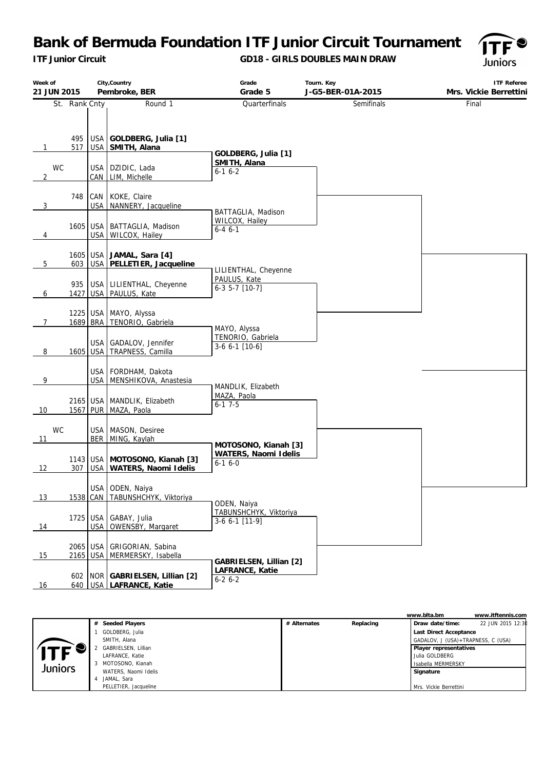# Bank of Bermuda Foundation ITF Junior Circuit Tournament

**ITF Junior Circuit** — **GD18 - GIRLS DOUBLES MAIN DRAW**

| Week of | City,Country | Grade | Tourn. Key | ITF Referee |
|---|---|---|---|---|
| 21 JUN 2015 | Pembroke, BER | Grade 5 | J-G5-BER-01A-2015 | Mrs. Vickie Berrettini |

| # | St. | Rank | Cnty | Round 1 | Quarterfinals | Semifinals | Final |
|---|---|---|---|---|---|---|---|
| 1 | | 495 | USA | **GOLDBERG, Julia [1]** | | | |
| | | 517 | USA | **SMITH, Alana** | **GOLDBERG, Julia [1]** / **SMITH, Alana** 6-1 6-2 | | |
| 2 | WC | | USA | DZIDIC, Lada | | | |
| | | | CAN | LIM, Michelle | | | |
| 3 | | 748 | CAN | KOKE, Claire | | | |
| | | | USA | NANNERY, Jacqueline | BATTAGLIA, Madison / WILCOX, Hailey 6-4 6-1 | | |
| 4 | | 1605 | USA | BATTAGLIA, Madison | | | |
| | | | USA | WILCOX, Hailey | | | |
| 5 | | 1605 | USA | **JAMAL, Sara [4]** | | | |
| | | 603 | USA | **PELLETIER, Jacqueline** | LILIENTHAL, Cheyenne / PAULUS, Kate 6-3 5-7 [10-7] | | |
| 6 | | 935 | USA | LILIENTHAL, Cheyenne | | | |
| | | 1427 | USA | PAULUS, Kate | | | |
| 7 | | 1225 | USA | MAYO, Alyssa | | | |
| | | 1689 | BRA | TENORIO, Gabriela | MAYO, Alyssa / TENORIO, Gabriela 3-6 6-1 [10-6] | | |
| 8 | | | USA | GADALOV, Jennifer | | | |
| | | 1605 | USA | TRAPNESS, Camilla | | | |
| 9 | | | USA | FORDHAM, Dakota | | | |
| | | | USA | MENSHIKOVA, Anastesia | MANDLIK, Elizabeth / MAZA, Paola 6-1 7-5 | | |
| 10 | | 2165 | USA | MANDLIK, Elizabeth | | | |
| | | 1567 | PUR | MAZA, Paola | | | |
| 11 | WC | | USA | MASON, Desiree | | | |
| | | | BER | MING, Kaylah | **MOTOSONO, Kianah [3]** / **WATERS, Naomi Idelis** 6-1 6-0 | | |
| 12 | | 1143 | USA | **MOTOSONO, Kianah [3]** | | | |
| | | 307 | USA | **WATERS, Naomi Idelis** | | | |
| 13 | | | USA | ODEN, Naiya | | | |
| | | 1538 | CAN | TABUNSHCHYK, Viktoriya | ODEN, Naiya / TABUNSHCHYK, Viktoriya 3-6 6-1 [11-9] | | |
| 14 | | 1725 | USA | GABAY, Julia | | | |
| | | | USA | OWENSBY, Margaret | | | |
| 15 | | 2065 | USA | GRIGORIAN, Sabina | | | |
| | | 2165 | USA | MERMERSKY, Isabella | **GABRIELSEN, Lillian [2]** / **LAFRANCE, Katie** 6-2 6-2 | | |
| 16 | | 602 | NOR | **GABRIELSEN, Lillian [2]** | | | |
| | | 640 | USA | **LAFRANCE, Katie** | | | |

| # | Seeded Players | # Alternates | Replacing | |
|---|---|---|---|---|
| 1 | GOLDBERG, Julia / SMITH, Alana | | | Draw date/time: 22 JUN 2015 12:30 |
| 2 | GABRIELSEN, Lillian / LAFRANCE, Katie | | | Last Direct Acceptance: GADALOV, J (USA)+TRAPNESS, C (USA) |
| 3 | MOTOSONO, Kianah / WATERS, Naomi Idelis | | | Player representatives: Julia GOLDBERG, Isabella MERMERSKY |
| 4 | JAMAL, Sara / PELLETIER, Jacqueline | | | Signature: Mrs. Vickie Berrettini |

www.blta.bm www.itftennis.com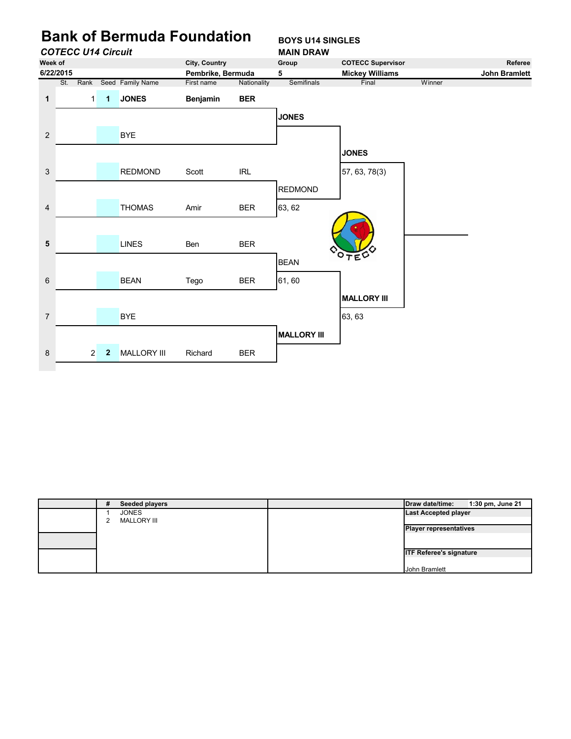# Bank of Bermuda Foundation

***COTECC U14 Circuit***

**BOYS U14 SINGLES**
**MAIN DRAW**

| Week of | City, Country | Group | COTECC Supervisor | Referee |
|---|---|---|---|---|
| 6/22/2015 | Pembrike, Bermuda | 5 | Mickey Williams | John Bramlett |

| # | St. | Rank | Seed | Family Name | First name | Nationality |
|---|---|---|---|---|---|---|
| **1** | | 1 | **1** | **JONES** | **Benjamin** | **BER** |
| 2 | | | | BYE | | |
| 3 | | | | REDMOND | Scott | IRL |
| 4 | | | | THOMAS | Amir | BER |
| **5** | | | | LINES | Ben | BER |
| 6 | | | | BEAN | Tego | BER |
| 7 | | | | BYE | | |
| 8 | | 2 | **2** | MALLORY III | Richard | BER |

**Semifinals**

- **JONES**
- REDMOND — 63, 62
- BEAN — 61, 60
- **MALLORY III**

**Final**

- **JONES** — 57, 63, 78(3)
- **MALLORY III** — 63, 63

**Winner**

| # | Seeded players |
|---|---|
| 1 | JONES |
| 2 | MALLORY III |

**Draw date/time:** 1:30 pm, June 21

**Last Accepted player**

**Player representatives**

**ITF Referee's signature**

John Bramlett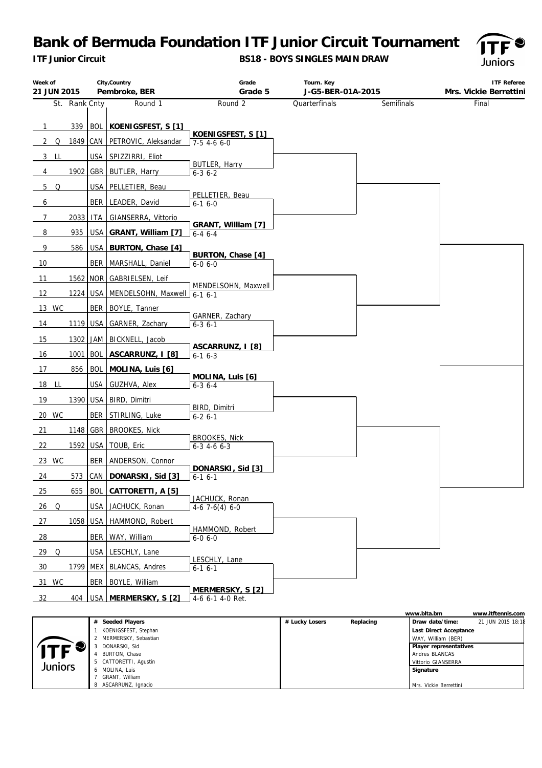# Bank of Bermuda Foundation ITF Junior Circuit Tournament

**ITF Junior Circuit** — **BS18 - BOYS SINGLES MAIN DRAW**

| Week of | City,Country | Grade | Tourn. Key | ITF Referee |
|---|---|---|---|---|
| 21 JUN 2015 | Pembroke, BER | Grade 5 | J-G5-BER-01A-2015 | Mrs. Vickie Berrettini |

| # | St. | Rank | Cnty | Round 1 | Round 2 |
|---|---|---|---|---|---|
| 1 | | 339 | BOL | **KOENIGSFEST, S [1]** | **KOENIGSFEST, S [1]** 7-5 4-6 6-0 |
| 2 | Q | 1849 | CAN | PETROVIC, Aleksandar | |
| 3 | LL | | USA | SPIZZIRRI, Eliot | BUTLER, Harry 6-3 6-2 |
| 4 | | 1902 | GBR | BUTLER, Harry | |
| 5 | Q | | USA | PELLETIER, Beau | PELLETIER, Beau 6-1 6-0 |
| 6 | | | BER | LEADER, David | |
| 7 | | 2033 | ITA | GIANSERRA, Vittorio | **GRANT, William [7]** 6-4 6-4 |
| 8 | | 935 | USA | **GRANT, William [7]** | |
| 9 | | 586 | USA | **BURTON, Chase [4]** | **BURTON, Chase [4]** 6-0 6-0 |
| 10 | | | BER | MARSHALL, Daniel | |
| 11 | | 1562 | NOR | GABRIELSEN, Leif | MENDELSOHN, Maxwell 6-1 6-1 |
| 12 | | 1224 | USA | MENDELSOHN, Maxwell | |
| 13 | WC | | BER | BOYLE, Tanner | GARNER, Zachary 6-3 6-1 |
| 14 | | 1119 | USA | GARNER, Zachary | |
| 15 | | 1302 | JAM | BICKNELL, Jacob | **ASCARRUNZ, I [8]** 6-1 6-3 |
| 16 | | 1001 | BOL | **ASCARRUNZ, I [8]** | |
| 17 | | 856 | BOL | **MOLINA, Luis [6]** | **MOLINA, Luis [6]** 6-3 6-4 |
| 18 | LL | | USA | GUZHVA, Alex | |
| 19 | | 1390 | USA | BIRD, Dimitri | BIRD, Dimitri 6-2 6-1 |
| 20 | WC | | BER | STIRLING, Luke | |
| 21 | | 1148 | GBR | BROOKES, Nick | BROOKES, Nick 6-3 4-6 6-3 |
| 22 | | 1592 | USA | TOUB, Eric | |
| 23 | WC | | BER | ANDERSON, Connor | **DONARSKI, Sid [3]** 6-1 6-1 |
| 24 | | 573 | CAN | **DONARSKI, Sid [3]** | |
| 25 | | 655 | BOL | **CATTORETTI, A [5]** | JACHUCK, Ronan 4-6 7-6(4) 6-0 |
| 26 | Q | | USA | JACHUCK, Ronan | |
| 27 | | 1058 | USA | HAMMOND, Robert | HAMMOND, Robert 6-0 6-0 |
| 28 | | | BER | WAY, William | |
| 29 | Q | | USA | LESCHLY, Lane | LESCHLY, Lane 6-1 6-1 |
| 30 | | 1799 | MEX | BLANCAS, Andres | |
| 31 | WC | | BER | BOYLE, William | **MERMERSKY, S [2]** 4-6 6-1 4-0 Ret. |
| 32 | | 404 | USA | **MERMERSKY, S [2]** | |

Quarterfinals | Semifinals | Final

| # | Seeded Players |
|---|---|
| 1 | KOENIGSFEST, Stephan |
| 2 | MERMERSKY, Sebastian |
| 3 | DONARSKI, Sid |
| 4 | BURTON, Chase |
| 5 | CATTORETTI, Agustin |
| 6 | MOLINA, Luis |
| 7 | GRANT, William |
| 8 | ASCARRUNZ, Ignacio |

| # Lucky Losers | Replacing |
|---|---|
| | |

www.blta.bm www.itftennis.com

**Draw date/time:** 21 JUN 2015 18:18

**Last Direct Acceptance**
WAY, William (BER)

**Player representatives**
Andres BLANCAS
Vittorio GIANSERRA

**Signature**
Mrs. Vickie Berrettini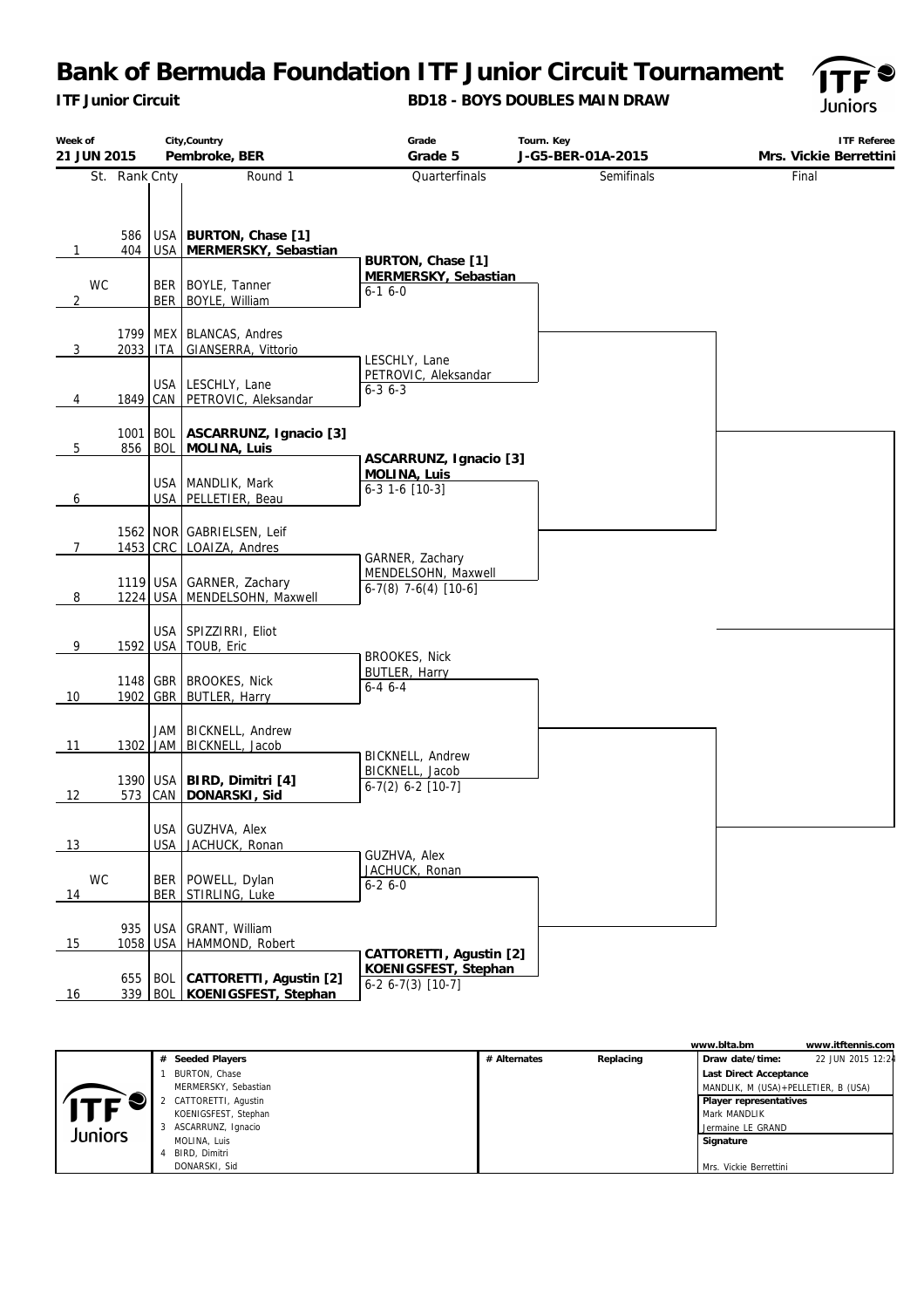# Bank of Bermuda Foundation ITF Junior Circuit Tournament

**ITF Junior Circuit** — **BD18 - BOYS DOUBLES MAIN DRAW**

| Week of | City,Country | Grade | Tourn. Key | ITF Referee |
|---|---|---|---|---|
| 21 JUN 2015 | Pembroke, BER | Grade 5 | J-G5-BER-01A-2015 | Mrs. Vickie Berrettini |

| St. | | Rank | Cnty | Round 1 |
|---|---|---|---|---|
| 1 | | 586 | USA | **BURTON, Chase [1]** |
| | | 404 | USA | **MERMERSKY, Sebastian** |
| 2 | WC | | BER | BOYLE, Tanner |
| | | | BER | BOYLE, William |
| 3 | | 1799 | MEX | BLANCAS, Andres |
| | | 2033 | ITA | GIANSERRA, Vittorio |
| 4 | | | USA | LESCHLY, Lane |
| | | 1849 | CAN | PETROVIC, Aleksandar |
| 5 | | 1001 | BOL | **ASCARRUNZ, Ignacio [3]** |
| | | 856 | BOL | **MOLINA, Luis** |
| 6 | | | USA | MANDLIK, Mark |
| | | | USA | PELLETIER, Beau |
| 7 | | 1562 | NOR | GABRIELSEN, Leif |
| | | 1453 | CRC | LOAIZA, Andres |
| 8 | | 1119 | USA | GARNER, Zachary |
| | | 1224 | USA | MENDELSOHN, Maxwell |
| 9 | | | USA | SPIZZIRRI, Eliot |
| | | 1592 | USA | TOUB, Eric |
| 10 | | 1148 | GBR | BROOKES, Nick |
| | | 1902 | GBR | BUTLER, Harry |
| 11 | | | JAM | BICKNELL, Andrew |
| | | 1302 | JAM | BICKNELL, Jacob |
| 12 | | 1390 | USA | **BIRD, Dimitri [4]** |
| | | 573 | CAN | **DONARSKI, Sid** |
| 13 | | | USA | GUZHVA, Alex |
| | | | USA | JACHUCK, Ronan |
| 14 | WC | | BER | POWELL, Dylan |
| | | | BER | STIRLING, Luke |
| 15 | | 935 | USA | GRANT, William |
| | | 1058 | USA | HAMMOND, Robert |
| 16 | | 655 | BOL | **CATTORETTI, Agustin [2]** |
| | | 339 | BOL | **KOENIGSFEST, Stephan** |

**Quarterfinals**

- **BURTON, Chase [1] / MERMERSKY, Sebastian** — 6-1 6-0
- LESCHLY, Lane / PETROVIC, Aleksandar — 6-3 6-3
- **ASCARRUNZ, Ignacio [3] / MOLINA, Luis** — 6-3 1-6 [10-3]
- GARNER, Zachary / MENDELSOHN, Maxwell — 6-7(8) 7-6(4) [10-6]
- BROOKES, Nick / BUTLER, Harry — 6-4 6-4
- BICKNELL, Andrew / BICKNELL, Jacob — 6-7(2) 6-2 [10-7]
- GUZHVA, Alex / JACHUCK, Ronan — 6-2 6-0
- **CATTORETTI, Agustin [2] / KOENIGSFEST, Stephan** — 6-2 6-7(3) [10-7]

**Semifinals**

**Final**

| # | Seeded Players | # Alternates | Replacing |
|---|---|---|---|
| 1 | BURTON, Chase | | |
| | MERMERSKY, Sebastian | | |
| 2 | CATTORETTI, Agustin | | |
| | KOENIGSFEST, Stephan | | |
| 3 | ASCARRUNZ, Ignacio | | |
| | MOLINA, Luis | | |
| 4 | BIRD, Dimitri | | |
| | DONARSKI, Sid | | |

www.blta.bm — www.itftennis.com

Draw date/time: 22 JUN 2015 12:24

**Last Direct Acceptance**
MANDLIK, M (USA)+PELLETIER, B (USA)

**Player representatives**
Mark MANDLIK
Jermaine LE GRAND

**Signature**

Mrs. Vickie Berrettini